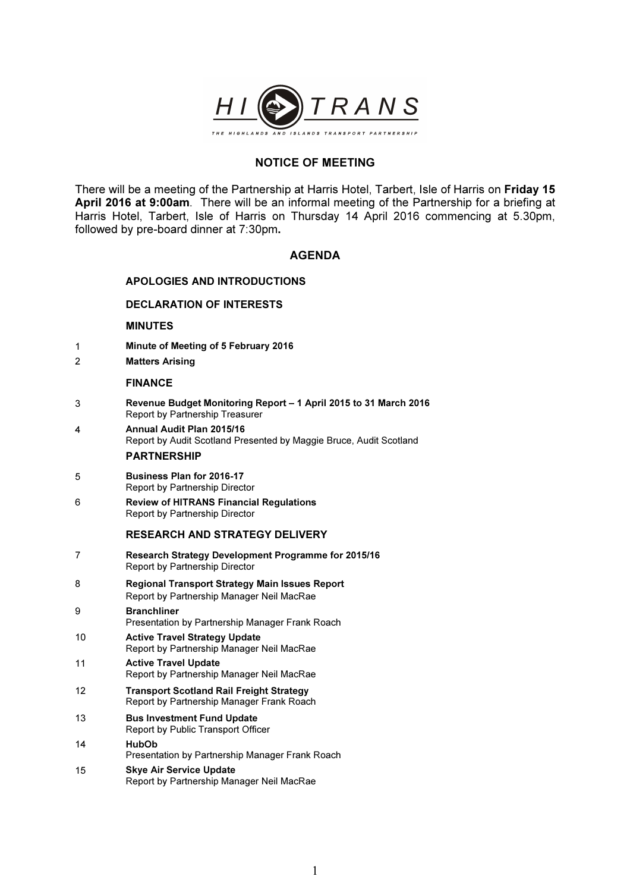# HITRANS

THE HIGHLANDS AND ISLANDS TRANSPORT PARTNERSHIP

## NOTICE OF MEETING

There will be a meeting of the Partnership at Harris Hotel, Tarbert, Isle of Harris on **Friday 15 April 2016 at 9:00am**. There will be an informal meeting of the Partnership for a briefing at Harris Hotel, Tarbert, Isle of Harris on Thursday 14 April 2016 commencing at 5.30pm, followed by pre-board dinner at 7:30pm**.**

## AGENDA

**APOLOGIES AND INTRODUCTIONS**

**DECLARATION OF INTERESTS**

**MINUTES**

1 **Minute of Meeting of 5 February 2016**

2 **Matters Arising**

**FINANCE**

3 **Revenue Budget Monitoring Report – 1 April 2015 to 31 March 2016**
Report by Partnership Treasurer

4 **Annual Audit Plan 2015/16**
Report by Audit Scotland Presented by Maggie Bruce, Audit Scotland

**PARTNERSHIP**

5 **Business Plan for 2016-17**
Report by Partnership Director

6 **Review of HITRANS Financial Regulations**
Report by Partnership Director

**RESEARCH AND STRATEGY DELIVERY**

7 **Research Strategy Development Programme for 2015/16**
Report by Partnership Director

8 **Regional Transport Strategy Main Issues Report**
Report by Partnership Manager Neil MacRae

9 **Branchliner**
Presentation by Partnership Manager Frank Roach

10 **Active Travel Strategy Update**
Report by Partnership Manager Neil MacRae

11 **Active Travel Update**
Report by Partnership Manager Neil MacRae

12 **Transport Scotland Rail Freight Strategy**
Report by Partnership Manager Frank Roach

13 **Bus Investment Fund Update**
Report by Public Transport Officer

14 **HubOb**
Presentation by Partnership Manager Frank Roach

15 **Skye Air Service Update**
Report by Partnership Manager Neil MacRae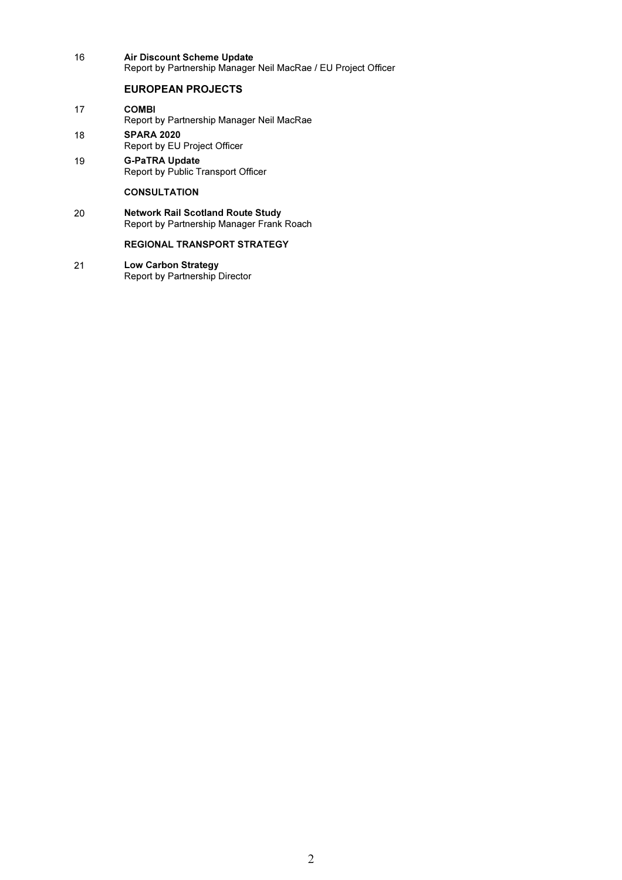16 **Air Discount Scheme Update**
Report by Partnership Manager Neil MacRae / EU Project Officer

**EUROPEAN PROJECTS**

17 **COMBI**
Report by Partnership Manager Neil MacRae

18 **SPARA 2020**
Report by EU Project Officer

19 **G-PaTRA Update**
Report by Public Transport Officer

**CONSULTATION**

20 **Network Rail Scotland Route Study**
Report by Partnership Manager Frank Roach

**REGIONAL TRANSPORT STRATEGY**

21 **Low Carbon Strategy**
Report by Partnership Director